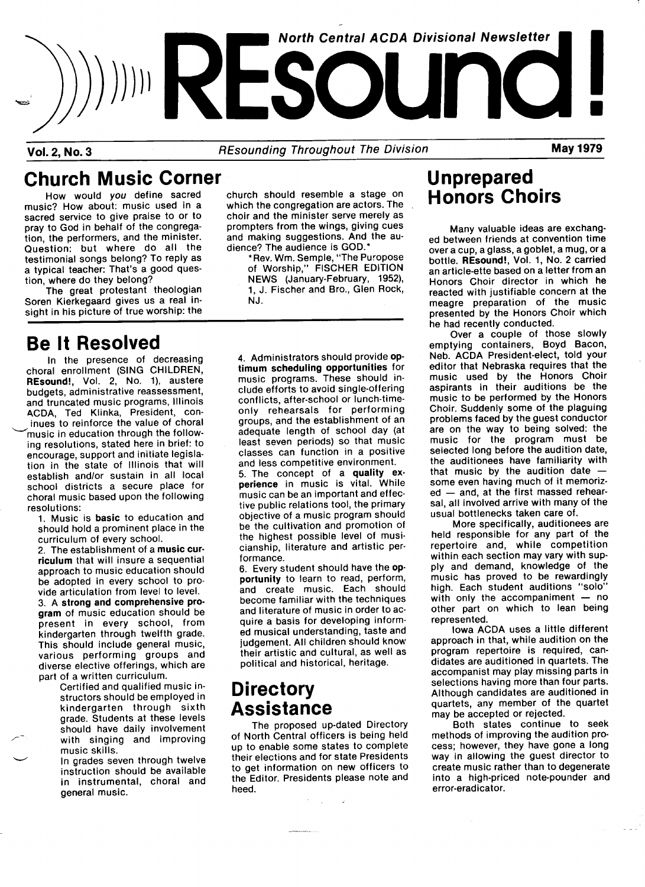# REsound!

North Central ACDA Divisional Newsletter

**Vol. 2, No. 3** — *REsounding Throughout The Division* — **May 1979**

## Church Music Corner

How would *you* define sacred music? How about: music used in a sacred service to give praise to or to pray to God in behalf of the congregation, the performers, and the minister. Question: but where do all the testimonial songs belong? To reply as a typical teacher: That's a good question, where do they belong?

The great protestant theologian Soren Kierkegaard gives us a real insight in his picture of true worship: the church should resemble a stage on which the congregation are actors. The choir and the minister serve merely as prompters from the wings, giving cues and making suggestions. And the audience? The audience is GOD.*

*Rev. Wm. Semple, "The Puropose of Worship," FISCHER EDITION NEWS (January-February, 1952), 1, J. Fischer and Bro., Glen Rock, NJ.

## Be It Resolved

In the presence of decreasing choral enrollment (SING CHILDREN, **REsound!**, Vol. 2, No. 1), austere budgets, administrative reassessment, and truncated music programs, Illinois ACDA, Ted Klinka, President, continues to reinforce the value of choral music in education through the following resolutions, stated here in brief: to encourage, support and initiate legislation in the state of Illinois that will establish and/or sustain in all local school districts a secure place for choral music based upon the following resolutions:

1. Music is **basic** to education and should hold a prominent place in the curriculum of every school.
2. The establishment of a **music curriculum** that will insure a sequential approach to music education should be adopted in every school to provide articulation from level to level.
3. A **strong and comprehensive program** of music education should be present in every school, from kindergarten through twelfth grade. This should include general music, various performing groups and diverse elective offerings, which are part of a written curriculum.

   Certified and qualified music instructors should be employed in kindergarten through sixth grade. Students at these levels should have daily involvement with singing and improving music skills.

   In grades seven through twelve instruction should be available in instrumental, choral and general music.
4. Administrators should provide **optimum scheduling opportunities** for music programs. These should include efforts to avoid single-offering conflicts, after-school or lunch-time-only rehearsals for performing groups, and the establishment of an adequate length of school day (at least seven periods) so that music classes can function in a positive and less competitive environment.
5. The concept of a **quality experience** in music is vital. While music can be an important and effective public relations tool, the primary objective of a music program should be the cultivation and promotion of the highest possible level of musicianship, literature and artistic performance.
6. Every student should have the **opportunity** to learn to read, perform, and create music. Each should become familiar with the techniques and literature of music in order to acquire a basis for developing informed musical understanding, taste and judgement. All children should know their artistic and cultural, as well as political and historical, heritage.

## Directory Assistance

The proposed up-dated Directory of North Central officers is being held up to enable some states to complete their elections and for state Presidents to get information on new officers to the Editor. Presidents please note and heed.

## Unprepared Honors Choirs

Many valuable ideas are exchanged between friends at convention time over a cup, a glass, a goblet, a mug, or a bottle. **REsound!**, Vol. 1, No. 2 carried an article-ette based on a letter from an Honors Choir director in which he reacted with justifiable concern at the meagre preparation of the music presented by the Honors Choir which he had recently conducted.

Over a couple of those slowly emptying containers, Boyd Bacon, Neb. ACDA President-elect, told your editor that Nebraska requires that the music used by the Honors Choir aspirants in their auditions be the music to be performed by the Honors Choir. Suddenly some of the plaguing problems faced by the guest conductor are on the way to being solved: the music for the program must be selected long before the audition date, the auditionees have familiarity with that music by the audition date — some even having much of it memorized — and, at the first massed rehearsal, all involved arrive with many of the usual bottlenecks taken care of.

More specifically, auditionees are held responsible for any part of the repertoire and, while competition within each section may vary with supply and demand, knowledge of the music has proved to be rewardingly high. Each student auditions "solo" with only the accompaniment — no other part on which to lean being represented.

Iowa ACDA uses a little different approach in that, while audition on the program repertoire is required, candidates are auditioned in quartets. The accompanist may play missing parts in selections having more than four parts. Although candidates are auditioned in quartets, any member of the quartet may be accepted or rejected.

Both states continue to seek methods of improving the audition process; however, they have gone a long way in allowing the guest director to create music rather than to degenerate into a high-priced note-pounder and error-eradicator.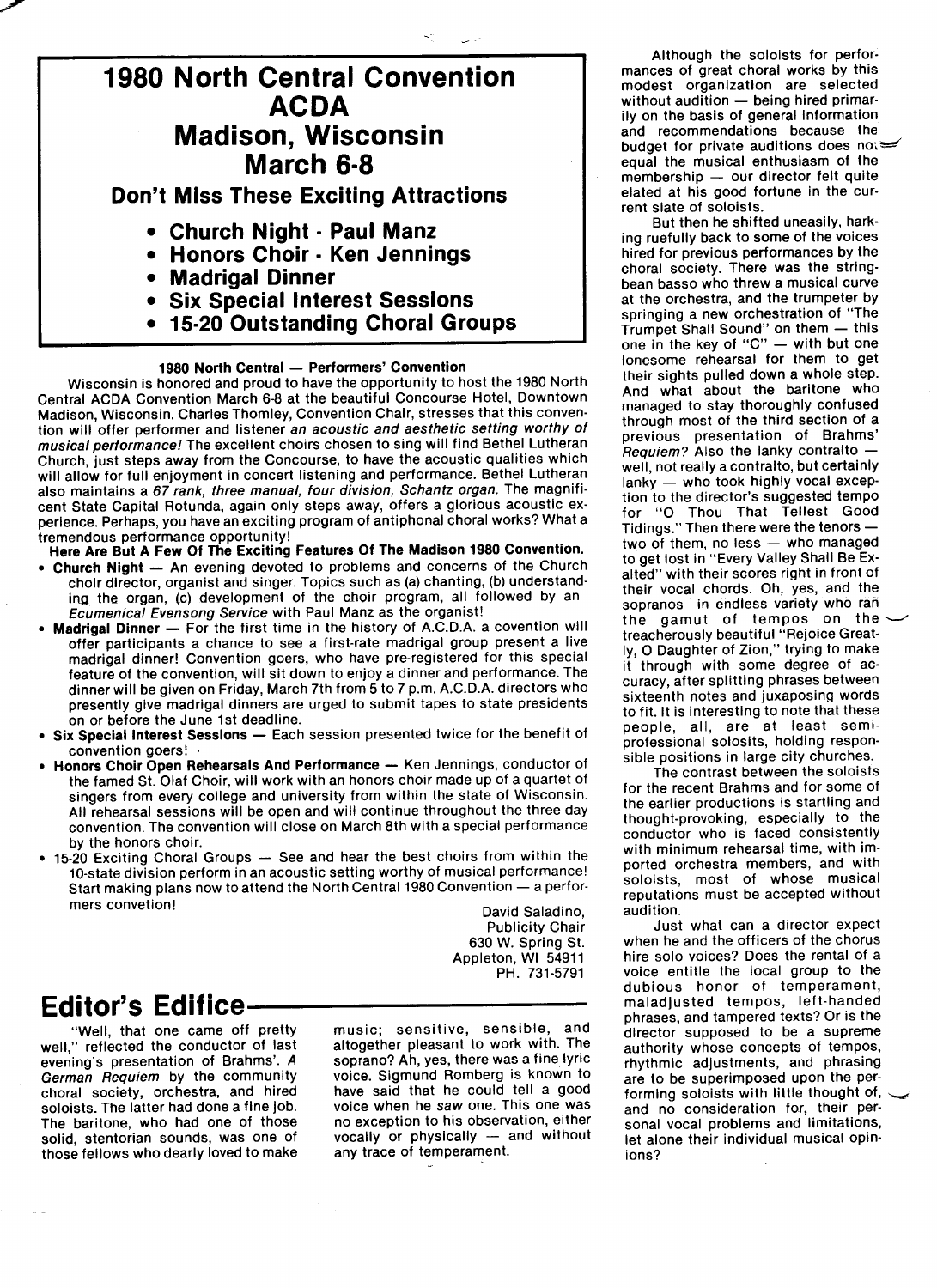# 1980 North Central Convention ACDA Madison, Wisconsin March 6-8

## Don't Miss These Exciting Attractions

- **Church Night - Paul Manz**
- **Honors Choir - Ken Jennings**
- **Madrigal Dinner**
- **Six Special Interest Sessions**
- **15-20 Outstanding Choral Groups**

### 1980 North Central — Performers' Convention

Wisconsin is honored and proud to have the opportunity to host the 1980 North Central ACDA Convention March 6-8 at the beautiful Concourse Hotel, Downtown Madison, Wisconsin. Charles Thomley, Convention Chair, stresses that this convention will offer performer and listener *an acoustic and aesthetic setting worthy of musical performance!* The excellent choirs chosen to sing will find Bethel Lutheran Church, just steps away from the Concourse, to have the acoustic qualities which will allow for full enjoyment in concert listening and performance. Bethel Lutheran also maintains a *67 rank, three manual, four division, Schantz organ.* The magnificent State Capital Rotunda, again only steps away, offers a glorious acoustic experience. Perhaps, you have an exciting program of antiphonal choral works? What a tremendous performance opportunity!

**Here Are But A Few Of The Exciting Features Of The Madison 1980 Convention.**

- **Church Night** — An evening devoted to problems and concerns of the Church choir director, organist and singer. Topics such as (a) chanting, (b) understanding the organ, (c) development of the choir program, all followed by an *Ecumenical Evensong Service* with Paul Manz as the organist!
- **Madrigal Dinner** — For the first time in the history of A.C.D.A. a covention will offer participants a chance to see a first-rate madrigal group present a live madrigal dinner! Convention goers, who have pre-registered for this special feature of the convention, will sit down to enjoy a dinner and performance. The dinner will be given on Friday, March 7th from 5 to 7 p.m. A.C.D.A. directors who presently give madrigal dinners are urged to submit tapes to state presidents on or before the June 1st deadline.
- **Six Special Interest Sessions** — Each session presented twice for the benefit of convention goers!
- **Honors Choir Open Rehearsals And Performance** — Ken Jennings, conductor of the famed St. Olaf Choir, will work with an honors choir made up of a quartet of singers from every college and university from within the state of Wisconsin. All rehearsal sessions will be open and will continue throughout the three day convention. The convention will close on March 8th with a special performance by the honors choir.
- 15-20 Exciting Choral Groups — See and hear the best choirs from within the 10-state division perform in an acoustic setting worthy of musical performance! Start making plans now to attend the North Central 1980 Convention — a performers convetion!

David Saladino,
Publicity Chair
630 W. Spring St.
Appleton, WI 54911
PH. 731-5791

# Editor's Edifice

"Well, that one came off pretty well," reflected the conductor of last evening's presentation of Brahms'. *A German Requiem* by the community choral society, orchestra, and hired soloists. The latter had done a fine job. The baritone, who had one of those solid, stentorian sounds, was one of those fellows who dearly loved to make music; sensitive, sensible, and altogether pleasant to work with. The soprano? Ah, yes, there was a fine lyric voice. Sigmund Romberg is known to have said that he could tell a good voice when he *saw* one. This one was no exception to his observation, either vocally or physically — and without any trace of temperament.

Although the soloists for performances of great choral works by this modest organization are selected without audition — being hired primarily on the basis of general information and recommendations because the budget for private auditions does not equal the musical enthusiasm of the membership — our director felt quite elated at his good fortune in the current slate of soloists.

But then he shifted uneasily, harking ruefully back to some of the voices hired for previous performances by the choral society. There was the stringbean basso who threw a musical curve at the orchestra, and the trumpeter by springing a new orchestration of "The Trumpet Shall Sound" on them — this one in the key of "C" — with but one lonesome rehearsal for them to get their sights pulled down a whole step. And what about the baritone who managed to stay thoroughly confused through most of the third section of a previous presentation of Brahms' *Requiem?* Also the lanky contralto — well, not really a contralto, but certainly lanky — who took highly vocal exception to the director's suggested tempo for "O Thou That Tellest Good Tidings." Then there were the tenors — two of them, no less — who managed to get lost in "Every Valley Shall Be Exalted" with their scores right in front of their vocal chords. Oh, yes, and the sopranos in endless variety who ran the gamut of tempos on the treacherously beautiful "Rejoice Greatly, O Daughter of Zion," trying to make it through with some degree of accuracy, after splitting phrases between sixteenth notes and juxaposing words to fit. It is interesting to note that these people, all, are at least semi-professional solosits, holding responsible positions in large city churches.

The contrast between the soloists for the recent Brahms and for some of the earlier productions is startling and thought-provoking, especially to the conductor who is faced consistently with minimum rehearsal time, with imported orchestra members, and with soloists, most of whose musical reputations must be accepted without audition.

Just what can a director expect when he and the officers of the chorus hire solo voices? Does the rental of a voice entitle the local group to the dubious honor of temperament, maladjusted tempos, left-handed phrases, and tampered texts? Or is the director supposed to be a supreme authority whose concepts of tempos, rhythmic adjustments, and phrasing are to be superimposed upon the performing soloists with little thought of, and no consideration for, their personal vocal problems and limitations, let alone their individual musical opinions?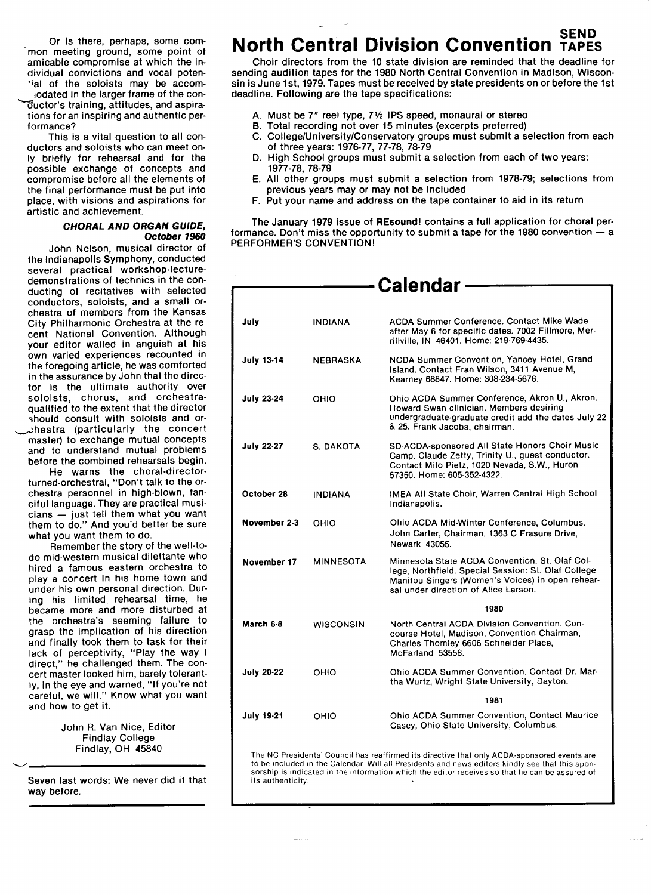Or is there, perhaps, some common meeting ground, some point of amicable compromise at which the individual convictions and vocal potential of the soloists may be accommodated in the larger frame of the conductor's training, attitudes, and aspirations for an inspiring and authentic performance?

This is a vital question to all conductors and soloists who can meet only briefly for rehearsal and for the possible exchange of concepts and compromise before all the elements of the final performance must be put into place, with visions and aspirations for artistic and achievement.

***CHORAL AND ORGAN GUIDE, October 1960***

John Nelson, musical director of the Indianapolis Symphony, conducted several practical workshop-lecture-demonstrations of technics in the conducting of recitatives with selected conductors, soloists, and a small orchestra of members from the Kansas City Philharmonic Orchestra at the recent National Convention. Although your editor wailed in anguish at his own varied experiences recounted in the foregoing article, he was comforted in the assurance by John that the director is the ultimate authority over soloists, chorus, and orchestra-qualified to the extent that the director should consult with soloists and orchestra (particularly the concert master) to exchange mutual concepts and to understand mutual problems before the combined rehearsals begin.

He warns the choral-director-turned-orchestral, "Don't talk to the orchestra personnel in high-blown, fanciful language. They are practical musicians — just tell them what you want them to do." And you'd better be sure what you want them to do.

Remember the story of the well-to-do mid-western musical dilettante who hired a famous eastern orchestra to play a concert in his home town and under his own personal direction. During his limited rehearsal time, he became more and more disturbed at the orchestra's seeming failure to grasp the implication of his direction and finally took them to task for their lack of perceptivity, "Play the way I direct," he challenged them. The concert master looked him, barely tolerantly, in the eye and warned, "If you're not careful, we will." Know what you want and how to get it.

John R. Van Nice, Editor
Findlay College
Findlay, OH 45840

---

Seven last words: We never did it that way before.

---

# North Central Division Convention — SEND TAPES

Choir directors from the 10 state division are reminded that the deadline for sending audition tapes for the 1980 North Central Convention in Madison, Wisconsin is June 1st, 1979. Tapes must be received by state presidents on or before the 1st deadline. Following are the tape specifications:

A. Must be 7" reel type, 7½ IPS speed, monaural or stereo
B. Total recording not over 15 minutes (excerpts preferred)
C. College/University/Conservatory groups must submit a selection from each of three years: 1976-77, 77-78, 78-79
D. High School groups must submit a selection from each of two years: 1977-78, 78-79
E. All other groups must submit a selection from 1978-79; selections from previous years may or may not be included
F. Put your name and address on the tape container to aid in its return

The January 1979 issue of **REsound!** contains a full application for choral performance. Don't miss the opportunity to submit a tape for the 1980 convention — a PERFORMER'S CONVENTION!

## Calendar

| Date | State | Event |
|---|---|---|
| July | INDIANA | ACDA Summer Conference. Contact Mike Wade after May 6 for specific dates. 7002 Fillmore, Merrillville, IN 46401. Home: 219-769-4435. |
| July 13-14 | NEBRASKA | NCDA Summer Convention, Yancey Hotel, Grand Island. Contact Fran Wilson, 3411 Avenue M, Kearney 68847. Home: 308-234-5676. |
| July 23-24 | OHIO | Ohio ACDA Summer Conference, Akron U., Akron. Howard Swan clinician. Members desiring undergraduate-graduate credit add the dates July 22 & 25. Frank Jacobs, chairman. |
| July 22-27 | S. DAKOTA | SD-ACDA-sponsored All State Honors Choir Music Camp. Claude Zetty, Trinity U., guest conductor. Contact Milo Pietz, 1020 Nevada, S.W., Huron 57350. Home: 605-352-4322. |
| October 28 | INDIANA | IMEA All State Choir, Warren Central High School Indianapolis. |
| November 2-3 | OHIO | Ohio ACDA Mid-Winter Conference, Columbus. John Carter, Chairman, 1363 C Frasure Drive, Newark 43055. |
| November 17 | MINNESOTA | Minnesota State ACDA Convention, St. Olaf College, Northfield. Special Session: St. Olaf College Manitou Singers (Women's Voices) in open rehearsal under direction of Alice Larson. |
| | | **1980** |
| March 6-8 | WISCONSIN | North Central ACDA Division Convention. Concourse Hotel, Madison, Convention Chairman, Charles Thomley 6606 Schneider Place, McFarland 53558. |
| July 20-22 | OHIO | Ohio ACDA Summer Convention. Contact Dr. Martha Wurtz, Wright State University, Dayton. |
| | | **1981** |
| July 19-21 | OHIO | Ohio ACDA Summer Convention, Contact Maurice Casey, Ohio State University, Columbus. |

The NC Presidents' Council has reaffirmed its directive that only ACDA-sponsored events are to be included in the Calendar. Will all Presidents and news editors kindly see that this sponsorship is indicated in the information which the editor receives so that he can be assured of its authenticity.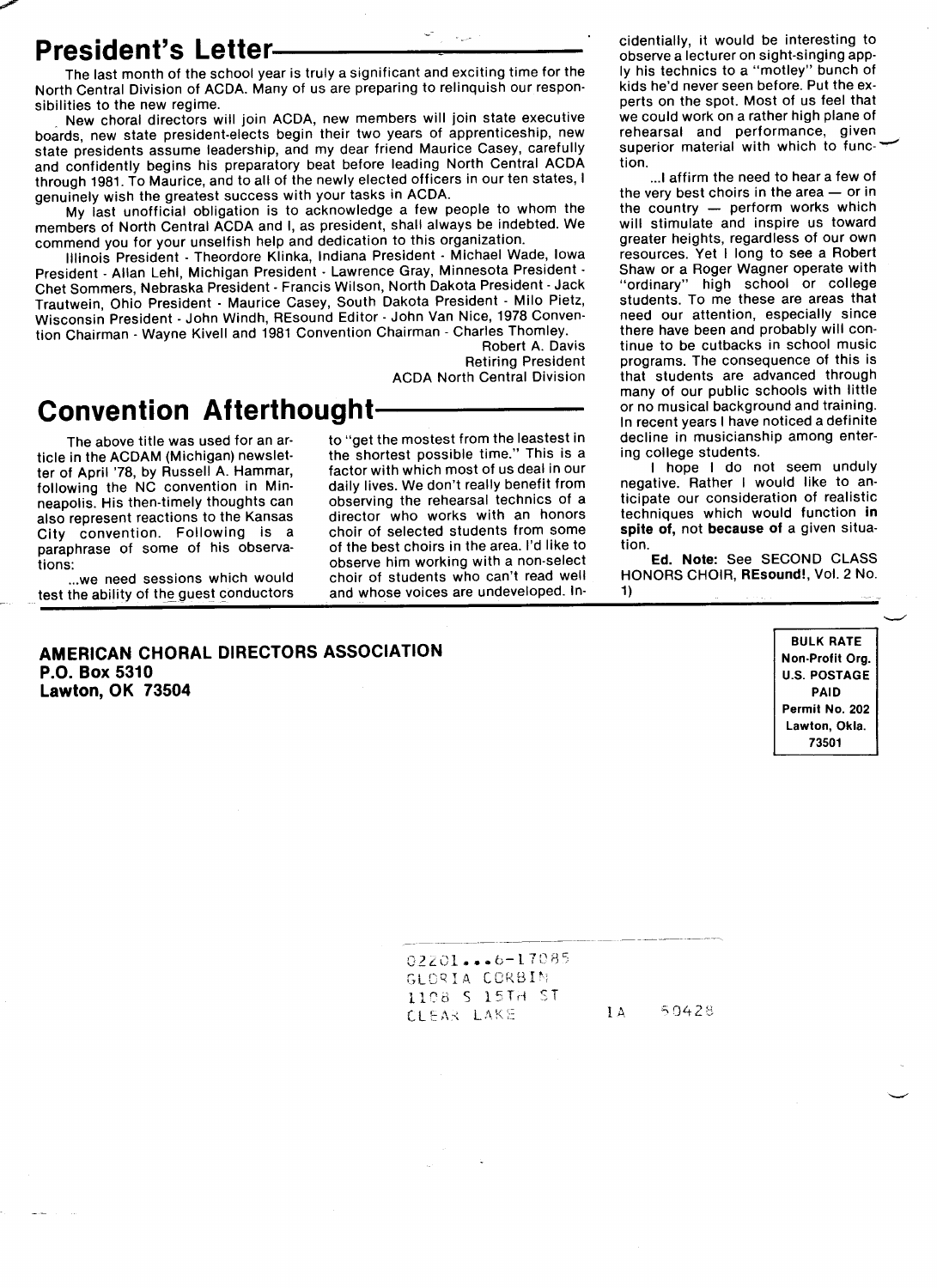## President's Letter

The last month of the school year is truly a significant and exciting time for the North Central Division of ACDA. Many of us are preparing to relinquish our responsibilities to the new regime.

New choral directors will join ACDA, new members will join state executive boards, new state president-elects begin their two years of apprenticeship, new state presidents assume leadership, and my dear friend Maurice Casey, carefully and confidently begins his preparatory beat before leading North Central ACDA through 1981. To Maurice, and to all of the newly elected officers in our ten states, I genuinely wish the greatest success with your tasks in ACDA.

My last unofficial obligation is to acknowledge a few people to whom the members of North Central ACDA and I, as president, shall always be indebted. We commend you for your unselfish help and dedication to this organization.

Illinois President - Theordore Klinka, Indiana President - Michael Wade, Iowa President - Allan Lehl, Michigan President - Lawrence Gray, Minnesota President - Chet Sommers, Nebraska President - Francis Wilson, North Dakota President - Jack Trautwein, Ohio President - Maurice Casey, South Dakota President - Milo Pietz, Wisconsin President - John Windh, REsound Editor - John Van Nice, 1978 Convention Chairman - Wayne Kivell and 1981 Convention Chairman - Charles Thomley.

Robert A. Davis
Retiring President
ACDA North Central Division

## Convention Afterthought

The above title was used for an article in the ACDAM (Michigan) newsletter of April '78, by Russell A. Hammar, following the NC convention in Minneapolis. His then-timely thoughts can also represent reactions to the Kansas City convention. Following is a paraphrase of some of his observations:

...we need sessions which would test the ability of the guest conductors to "get the mostest from the leastest in the shortest possible time." This is a factor with which most of us deal in our daily lives. We don't really benefit from observing the rehearsal technics of a director who works with an honors choir of selected students from some of the best choirs in the area. I'd like to observe him working with a non-select choir of students who can't read well and whose voices are undeveloped. Incidentially, it would be interesting to observe a lecturer on sight-singing apply his technics to a "motley" bunch of kids he'd never seen before. Put the experts on the spot. Most of us feel that we could work on a rather high plane of rehearsal and performance, given superior material with which to function.

...I affirm the need to hear a few of the very best choirs in the area — or in the country — perform works which will stimulate and inspire us toward greater heights, regardless of our own resources. Yet I long to see a Robert Shaw or a Roger Wagner operate with "ordinary" high school or college students. To me these are areas that need our attention, especially since there have been and probably will continue to be cutbacks in school music programs. The consequence of this is that students are advanced through many of our public schools with little or no musical background and training. In recent years I have noticed a definite decline in musicianship among entering college students.

I hope I do not seem unduly negative. Rather I would like to anticipate our consideration of realistic techniques which would function **in spite of,** not **because of** a given situation.

**Ed. Note:** See SECOND CLASS HONORS CHOIR, **REsound!**, Vol. 2 No. 1)

**AMERICAN CHORAL DIRECTORS ASSOCIATION**
**P.O. Box 5310**
**Lawton, OK 73504**

**BULK RATE**
**Non-Profit Org.**
**U.S. POSTAGE**
**PAID**
**Permit No. 202**
**Lawton, Okla.**
**73501**

02201...6-17085
GLORIA CORBIN
1108 S 15TH ST
CLEAR LAKE IA 50428